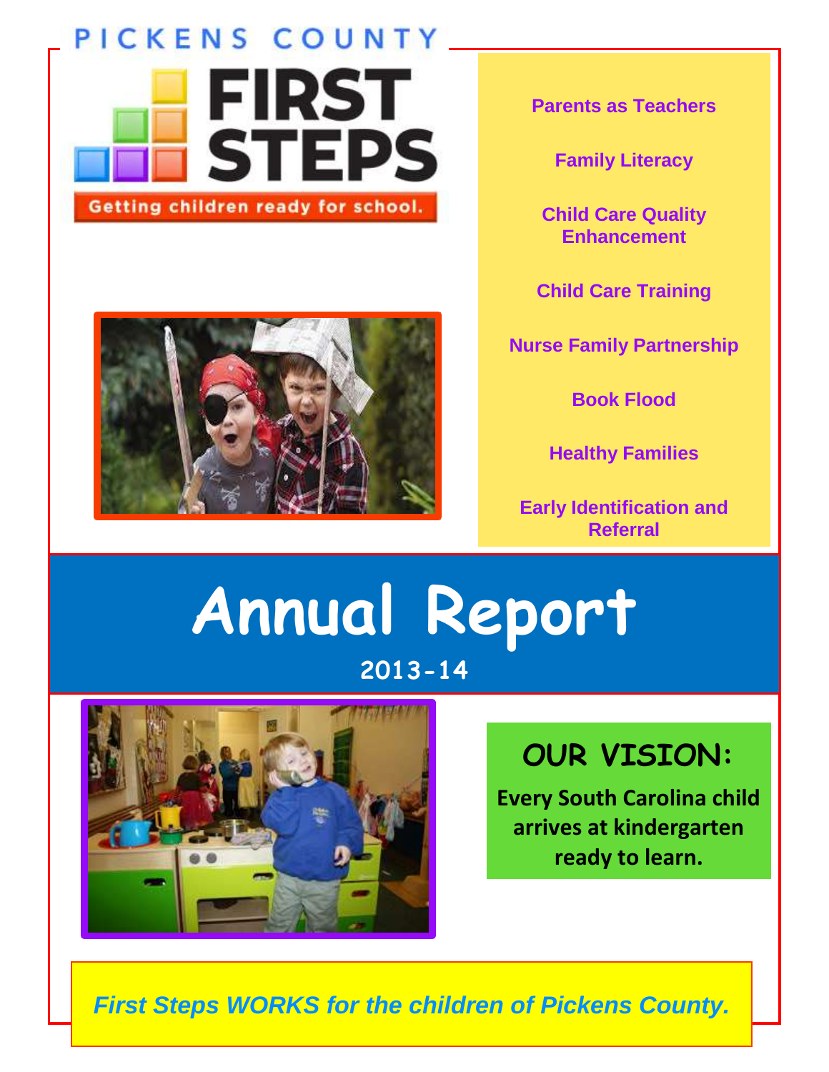PICKENS COUNTY

# FIRST STEPS

Getting children ready for school.

- Parents as Teachers
- Family Literacy
- Child Care Quality Enhancement
- Child Care Training
- Nurse Family Partnership
- Book Flood
- Healthy Families
- Early Identification and Referral

# Annual Report

## 2013-14

## OUR VISION:

**Every South Carolina child arrives at kindergarten ready to learn.**

*First Steps WORKS for the children of Pickens County.*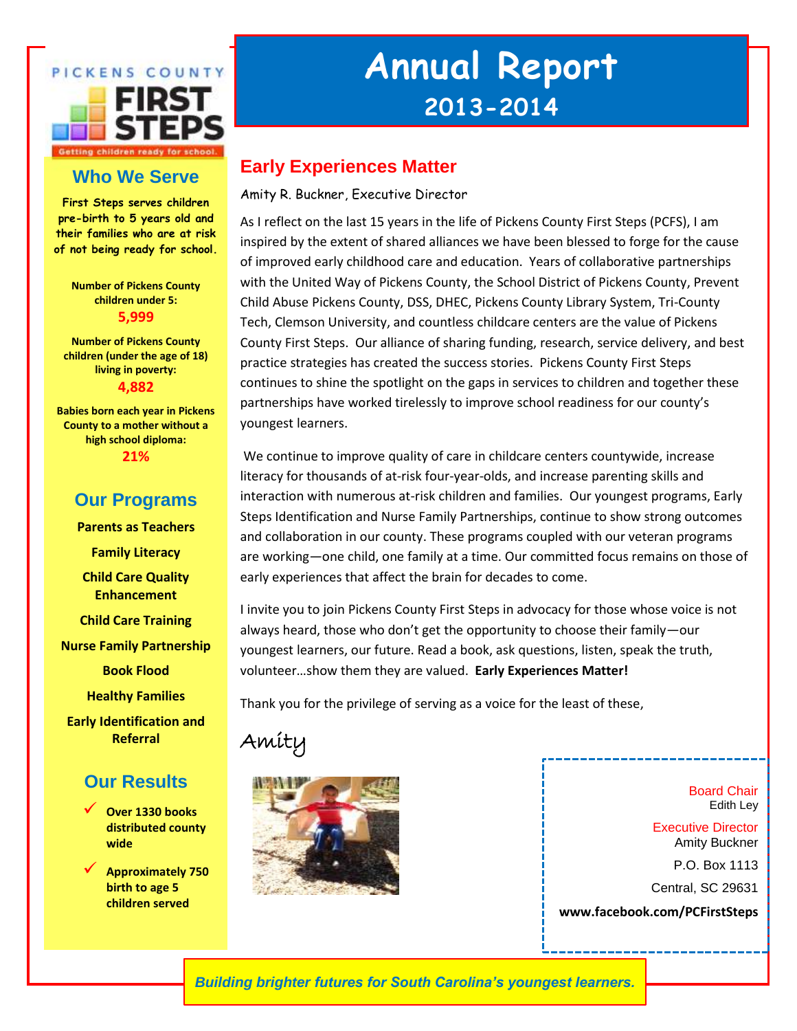# Annual Report

## 2013-2014

PICKENS COUNTY FIRST STEPS

Getting children ready for school.

## Who We Serve

**First Steps serves children pre-birth to 5 years old and their families who are at risk of not being ready for school.**

**Number of Pickens County children under 5:**
**5,999**

**Number of Pickens County children (under the age of 18) living in poverty:**
**4,882**

**Babies born each year in Pickens County to a mother without a high school diploma:**
**21%**

## Our Programs

**Parents as Teachers**

**Family Literacy**

**Child Care Quality Enhancement**

**Child Care Training**

**Nurse Family Partnership**

**Book Flood**

**Healthy Families**

**Early Identification and Referral**

## Our Results

- ✓ **Over 1330 books distributed county wide**
- ✓ **Approximately 750 birth to age 5 children served**

## Early Experiences Matter

Amity R. Buckner, Executive Director

As I reflect on the last 15 years in the life of Pickens County First Steps (PCFS), I am inspired by the extent of shared alliances we have been blessed to forge for the cause of improved early childhood care and education. Years of collaborative partnerships with the United Way of Pickens County, the School District of Pickens County, Prevent Child Abuse Pickens County, DSS, DHEC, Pickens County Library System, Tri-County Tech, Clemson University, and countless childcare centers are the value of Pickens County First Steps. Our alliance of sharing funding, research, service delivery, and best practice strategies has created the success stories. Pickens County First Steps continues to shine the spotlight on the gaps in services to children and together these partnerships have worked tirelessly to improve school readiness for our county's youngest learners.

We continue to improve quality of care in childcare centers countywide, increase literacy for thousands of at-risk four-year-olds, and increase parenting skills and interaction with numerous at-risk children and families. Our youngest programs, Early Steps Identification and Nurse Family Partnerships, continue to show strong outcomes and collaboration in our county. These programs coupled with our veteran programs are working—one child, one family at a time. Our committed focus remains on those of early experiences that affect the brain for decades to come.

I invite you to join Pickens County First Steps in advocacy for those whose voice is not always heard, those who don't get the opportunity to choose their family—our youngest learners, our future. Read a book, ask questions, listen, speak the truth, volunteer…show them they are valued. **Early Experiences Matter!**

Thank you for the privilege of serving as a voice for the least of these,

Amity

Board Chair
Edith Ley

Executive Director
Amity Buckner

P.O. Box 1113

Central, SC 29631

**www.facebook.com/PCFirstSteps**

*Building brighter futures for South Carolina's youngest learners.*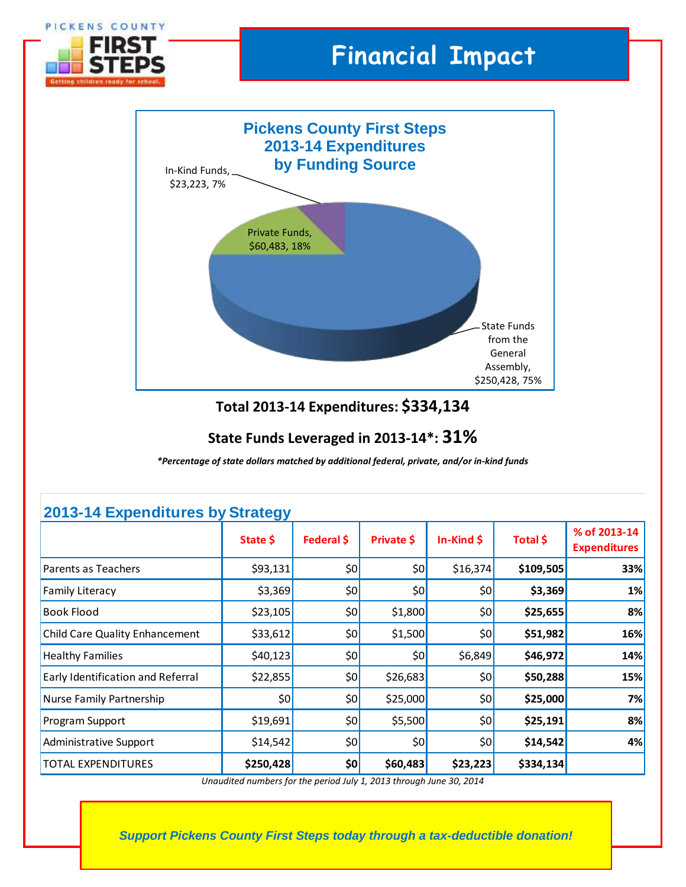# Financial Impact

## Pickens County First Steps 2013-14 Expenditures by Funding Source

In-Kind Funds, $23,223, 7%

Private Funds, $60,483, 18%

State Funds from the General Assembly, $250,428, 75%

**Total 2013-14 Expenditures: $334,134**

**State Funds Leveraged in 2013-14*: 31%**

***Percentage of state dollars matched by additional federal, private, and/or in-kind funds***

## 2013-14 Expenditures by Strategy

| | State $ | Federal $ | Private $ | In-Kind $ | Total $ | % of 2013-14 Expenditures |
|---|---|---|---|---|---|---|
| Parents as Teachers | $93,131 | $0 | $0 | $16,374 | **$109,505** | **33%** |
| Family Literacy | $3,369 | $0 | $0 | $0 | **$3,369** | **1%** |
| Book Flood | $23,105 | $0 | $1,800 | $0 | **$25,655** | **8%** |
| Child Care Quality Enhancement | $33,612 | $0 | $1,500 | $0 | **$51,982** | **16%** |
| Healthy Families | $40,123 | $0 | $0 | $6,849 | **$46,972** | **14%** |
| Early Identification and Referral | $22,855 | $0 | $26,683 | $0 | **$50,288** | **15%** |
| Nurse Family Partnership | $0 | $0 | $25,000 | $0 | **$25,000** | **7%** |
| Program Support | $19,691 | $0 | $5,500 | $0 | **$25,191** | **8%** |
| Administrative Support | $14,542 | $0 | $0 | $0 | **$14,542** | **4%** |
| TOTAL EXPENDITURES | **$250,428** | **$0** | **$60,483** | **$23,223** | **$334,134** | |

*Unaudited numbers for the period July 1, 2013 through June 30, 2014*

***Support Pickens County First Steps today through a tax-deductible donation!***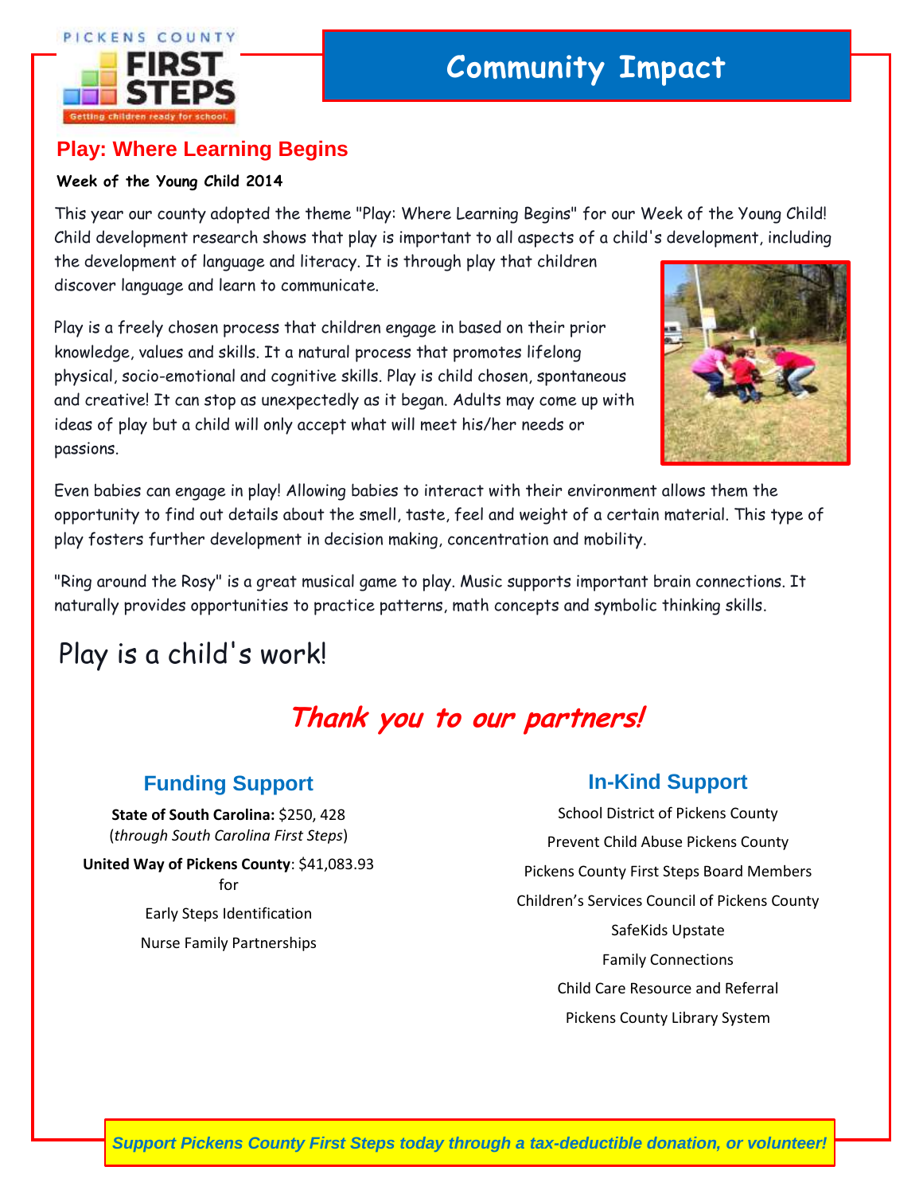PICKENS COUNTY FIRST STEPS
Getting children ready for school.

# Community Impact

## Play: Where Learning Begins

**Week of the Young Child 2014**

This year our county adopted the theme "Play: Where Learning Begins" for our Week of the Young Child! Child development research shows that play is important to all aspects of a child's development, including the development of language and literacy. It is through play that children discover language and learn to communicate.

Play is a freely chosen process that children engage in based on their prior knowledge, values and skills. It a natural process that promotes lifelong physical, socio-emotional and cognitive skills. Play is child chosen, spontaneous and creative! It can stop as unexpectedly as it began. Adults may come up with ideas of play but a child will only accept what will meet his/her needs or passions.

Even babies can engage in play! Allowing babies to interact with their environment allows them the opportunity to find out details about the smell, taste, feel and weight of a certain material. This type of play fosters further development in decision making, concentration and mobility.

"Ring around the Rosy" is a great musical game to play. Music supports important brain connections. It naturally provides opportunities to practice patterns, math concepts and symbolic thinking skills.

Play is a child's work!

## *Thank you to our partners!*

### Funding Support

**State of South Carolina:** $250, 428
(*through South Carolina First Steps*)

**United Way of Pickens County**: $41,083.93
for
Early Steps Identification
Nurse Family Partnerships

### In-Kind Support

School District of Pickens County
Prevent Child Abuse Pickens County
Pickens County First Steps Board Members
Children's Services Council of Pickens County
SafeKids Upstate
Family Connections
Child Care Resource and Referral
Pickens County Library System

***Support Pickens County First Steps today through a tax-deductible donation, or volunteer!***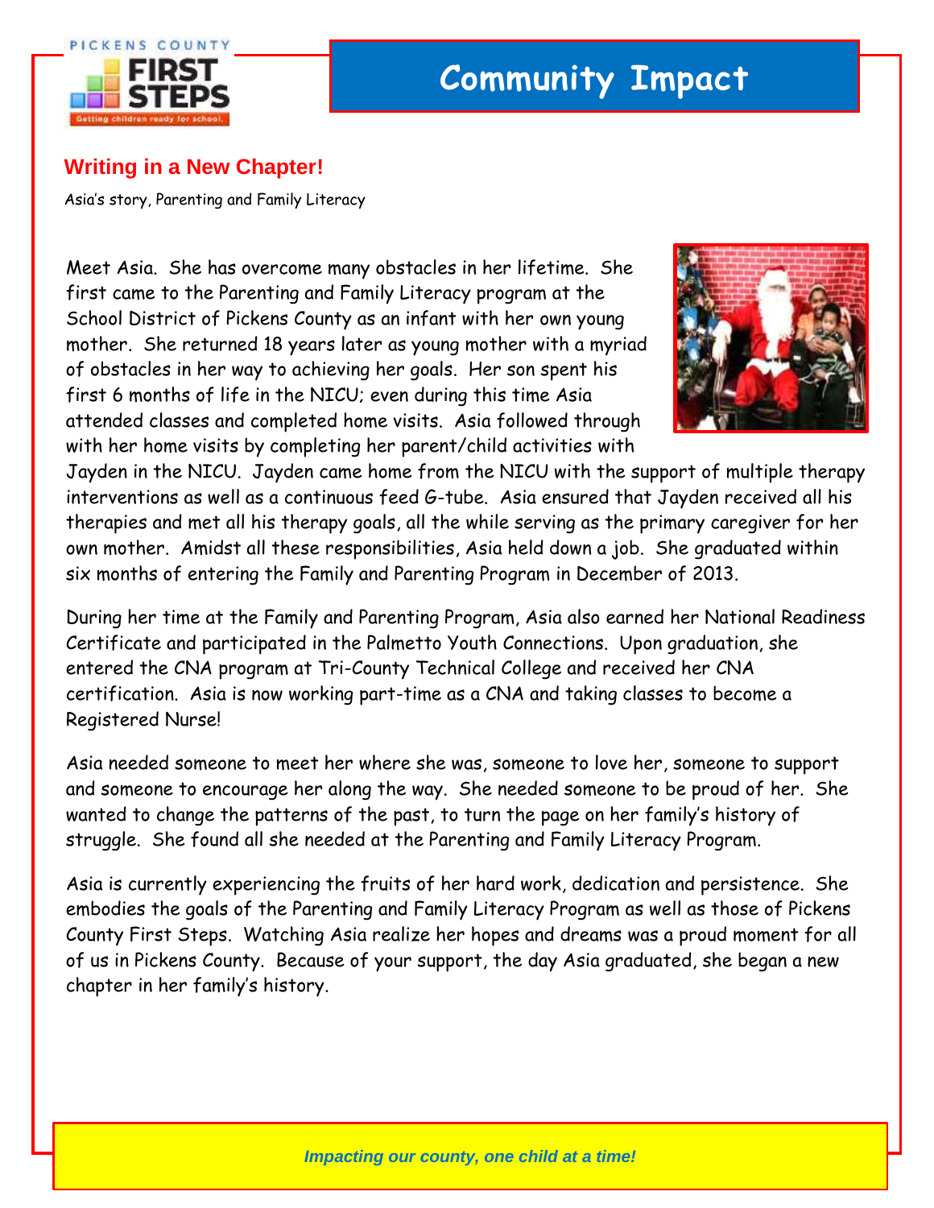# Community Impact

## Writing in a New Chapter!

Asia's story, Parenting and Family Literacy

Meet Asia. She has overcome many obstacles in her lifetime. She first came to the Parenting and Family Literacy program at the School District of Pickens County as an infant with her own young mother. She returned 18 years later as young mother with a myriad of obstacles in her way to achieving her goals. Her son spent his first 6 months of life in the NICU; even during this time Asia attended classes and completed home visits. Asia followed through with her home visits by completing her parent/child activities with Jayden in the NICU. Jayden came home from the NICU with the support of multiple therapy interventions as well as a continuous feed G-tube. Asia ensured that Jayden received all his therapies and met all his therapy goals, all the while serving as the primary caregiver for her own mother. Amidst all these responsibilities, Asia held down a job. She graduated within six months of entering the Family and Parenting Program in December of 2013.

During her time at the Family and Parenting Program, Asia also earned her National Readiness Certificate and participated in the Palmetto Youth Connections. Upon graduation, she entered the CNA program at Tri-County Technical College and received her CNA certification. Asia is now working part-time as a CNA and taking classes to become a Registered Nurse!

Asia needed someone to meet her where she was, someone to love her, someone to support and someone to encourage her along the way. She needed someone to be proud of her. She wanted to change the patterns of the past, to turn the page on her family's history of struggle. She found all she needed at the Parenting and Family Literacy Program.

Asia is currently experiencing the fruits of her hard work, dedication and persistence. She embodies the goals of the Parenting and Family Literacy Program as well as those of Pickens County First Steps. Watching Asia realize her hopes and dreams was a proud moment for all of us in Pickens County. Because of your support, the day Asia graduated, she began a new chapter in her family's history.

*Impacting our county, one child at a time!*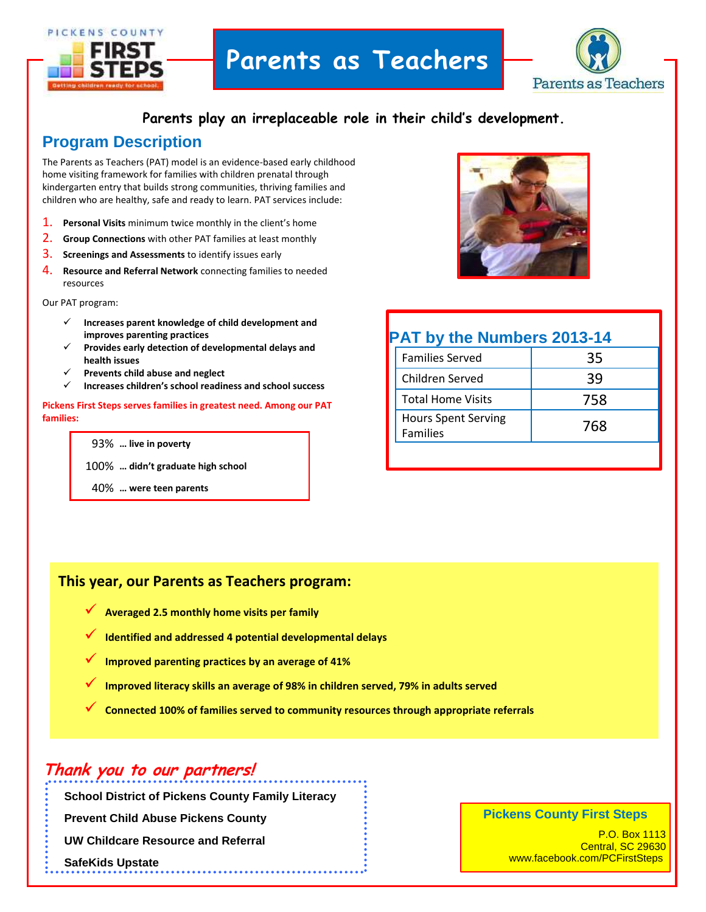PICKENS COUNTY FIRST STEPS — Getting children ready for school.

# Parents as Teachers

**Parents play an irreplaceable role in their child's development.**

## Program Description

The Parents as Teachers (PAT) model is an evidence-based early childhood home visiting framework for families with children prenatal through kindergarten entry that builds strong communities, thriving families and children who are healthy, safe and ready to learn. PAT services include:

1. **Personal Visits** minimum twice monthly in the client's home
2. **Group Connections** with other PAT families at least monthly
3. **Screenings and Assessments** to identify issues early
4. **Resource and Referral Network** connecting families to needed resources

Our PAT program:

- ✓ **Increases parent knowledge of child development and improves parenting practices**
- ✓ **Provides early detection of developmental delays and health issues**
- ✓ **Prevents child abuse and neglect**
- ✓ **Increases children's school readiness and school success**

**Pickens First Steps serves families in greatest need. Among our PAT families:**

- 93% **… live in poverty**
- 100% **… didn't graduate high school**
- 40% **… were teen parents**

## PAT by the Numbers 2013-14

| | |
|---|---|
| Families Served | 35 |
| Children Served | 39 |
| Total Home Visits | 758 |
| Hours Spent Serving Families | 768 |

### This year, our Parents as Teachers program:

- ✓ **Averaged 2.5 monthly home visits per family**
- ✓ **Identified and addressed 4 potential developmental delays**
- ✓ **Improved parenting practices by an average of 41%**
- ✓ **Improved literacy skills an average of 98% in children served, 79% in adults served**
- ✓ **Connected 100% of families served to community resources through appropriate referrals**

## *Thank you to our partners!*

**School District of Pickens County Family Literacy**

**Prevent Child Abuse Pickens County**

**UW Childcare Resource and Referral**

**SafeKids Upstate**

**Pickens County First Steps**
P.O. Box 1113
Central, SC 29630
www.facebook.com/PCFirstSteps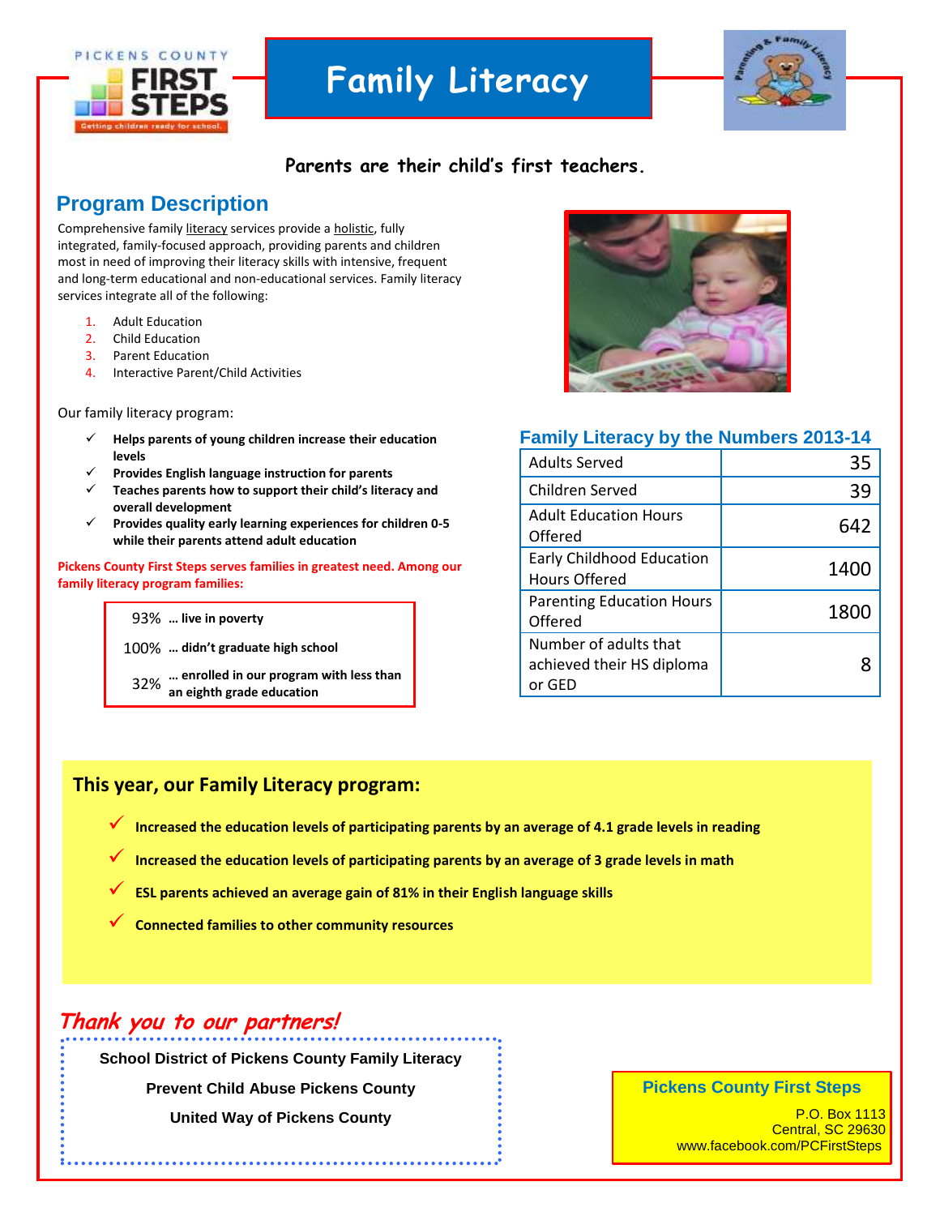# Family Literacy

**Parents are their child's first teachers.**

## Program Description

Comprehensive family literacy services provide a holistic, fully integrated, family-focused approach, providing parents and children most in need of improving their literacy skills with intensive, frequent and long-term educational and non-educational services. Family literacy services integrate all of the following:

1. Adult Education
2. Child Education
3. Parent Education
4. Interactive Parent/Child Activities

Our family literacy program:

- ✓ **Helps parents of young children increase their education levels**
- ✓ **Provides English language instruction for parents**
- ✓ **Teaches parents how to support their child's literacy and overall development**
- ✓ **Provides quality early learning experiences for children 0-5 while their parents attend adult education**

**Pickens County First Steps serves families in greatest need. Among our family literacy program families:**

| | |
|---|---|
| 93% | **… live in poverty** |
| 100% | **… didn't graduate high school** |
| 32% | **… enrolled in our program with less than an eighth grade education** |

### Family Literacy by the Numbers 2013-14

| | |
|---|---|
| Adults Served | 35 |
| Children Served | 39 |
| Adult Education Hours Offered | 642 |
| Early Childhood Education Hours Offered | 1400 |
| Parenting Education Hours Offered | 1800 |
| Number of adults that achieved their HS diploma or GED | 8 |

### This year, our Family Literacy program:

- ✓ **Increased the education levels of participating parents by an average of 4.1 grade levels in reading**
- ✓ **Increased the education levels of participating parents by an average of 3 grade levels in math**
- ✓ **ESL parents achieved an average gain of 81% in their English language skills**
- ✓ **Connected families to other community resources**

### *Thank you to our partners!*

**School District of Pickens County Family Literacy**

**Prevent Child Abuse Pickens County**

**United Way of Pickens County**

**Pickens County First Steps**
P.O. Box 1113
Central, SC 29630
www.facebook.com/PCFirstSteps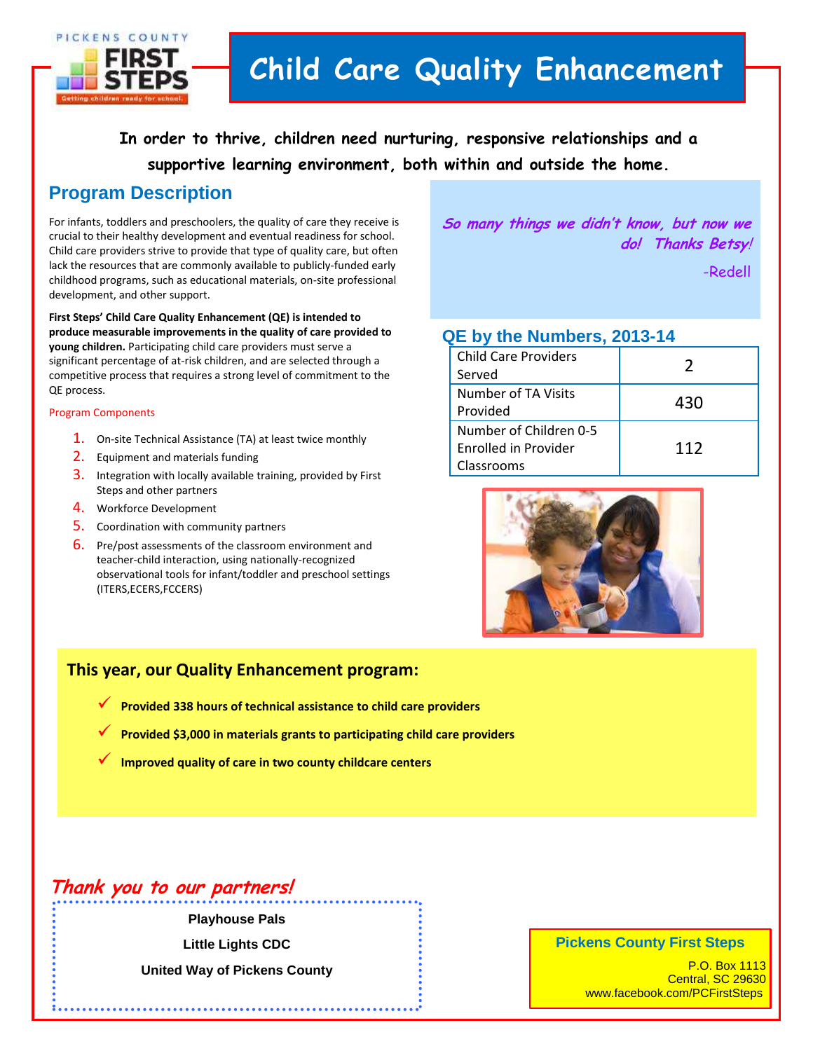PICKENS COUNTY FIRST STEPS
Getting children ready for school.

# Child Care Quality Enhancement

**In order to thrive, children need nurturing, responsive relationships and a supportive learning environment, both within and outside the home.**

## Program Description

For infants, toddlers and preschoolers, the quality of care they receive is crucial to their healthy development and eventual readiness for school. Child care providers strive to provide that type of quality care, but often lack the resources that are commonly available to publicly-funded early childhood programs, such as educational materials, on-site professional development, and other support.

**First Steps' Child Care Quality Enhancement (QE) is intended to produce measurable improvements in the quality of care provided to young children.** Participating child care providers must serve a significant percentage of at-risk children, and are selected through a competitive process that requires a strong level of commitment to the QE process.

Program Components

1. On-site Technical Assistance (TA) at least twice monthly
2. Equipment and materials funding
3. Integration with locally available training, provided by First Steps and other partners
4. Workforce Development
5. Coordination with community partners
6. Pre/post assessments of the classroom environment and teacher-child interaction, using nationally-recognized observational tools for infant/toddler and preschool settings (ITERS,ECERS,FCCERS)

*So many things we didn't know, but now we do! Thanks Betsy!*

-Redell

## QE by the Numbers, 2013-14

| | |
|---|---|
| Child Care Providers Served | 2 |
| Number of TA Visits Provided | 430 |
| Number of Children 0-5 Enrolled in Provider Classrooms | 112 |

## This year, our Quality Enhancement program:

- ✓ **Provided 338 hours of technical assistance to child care providers**
- ✓ **Provided $3,000 in materials grants to participating child care providers**
- ✓ **Improved quality of care in two county childcare centers**

## *Thank you to our partners!*

**Playhouse Pals**

**Little Lights CDC**

**United Way of Pickens County**

**Pickens County First Steps**
P.O. Box 1113
Central, SC 29630
www.facebook.com/PCFirstSteps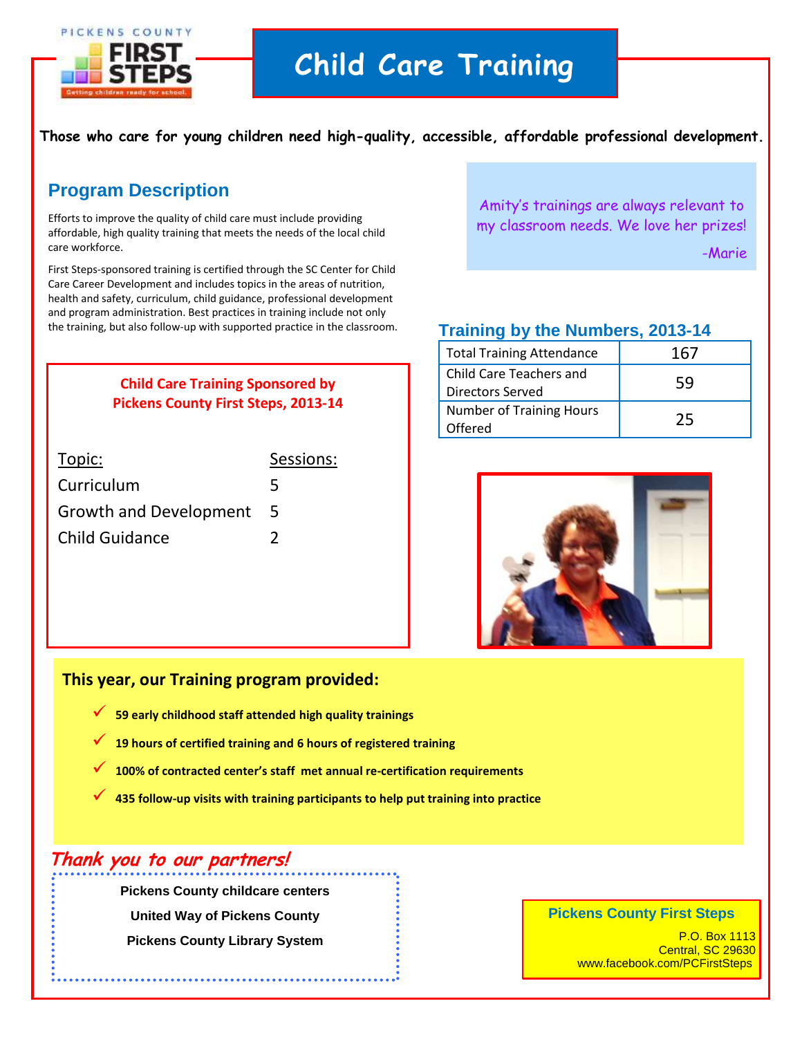# Child Care Training

**Those who care for young children need high-quality, accessible, affordable professional development.**

## Program Description

Efforts to improve the quality of child care must include providing affordable, high quality training that meets the needs of the local child care workforce.

First Steps-sponsored training is certified through the SC Center for Child Care Career Development and includes topics in the areas of nutrition, health and safety, curriculum, child guidance, professional development and program administration. Best practices in training include not only the training, but also follow-up with supported practice in the classroom.

*Amity's trainings are always relevant to my classroom needs. We love her prizes!*

*-Marie*

### Child Care Training Sponsored by Pickens County First Steps, 2013-14

| Topic: | Sessions: |
|---|---|
| Curriculum | 5 |
| Growth and Development | 5 |
| Child Guidance | 2 |

### Training by the Numbers, 2013-14

| | |
|---|---|
| Total Training Attendance | 167 |
| Child Care Teachers and Directors Served | 59 |
| Number of Training Hours Offered | 25 |

### This year, our Training program provided:

- ✓ **59 early childhood staff attended high quality trainings**
- ✓ **19 hours of certified training and 6 hours of registered training**
- ✓ **100% of contracted center's staff met annual re-certification requirements**
- ✓ **435 follow-up visits with training participants to help put training into practice**

### *Thank you to our partners!*

**Pickens County childcare centers**

**United Way of Pickens County**

**Pickens County Library System**

**Pickens County First Steps**

P.O. Box 1113
Central, SC 29630
www.facebook.com/PCFirstSteps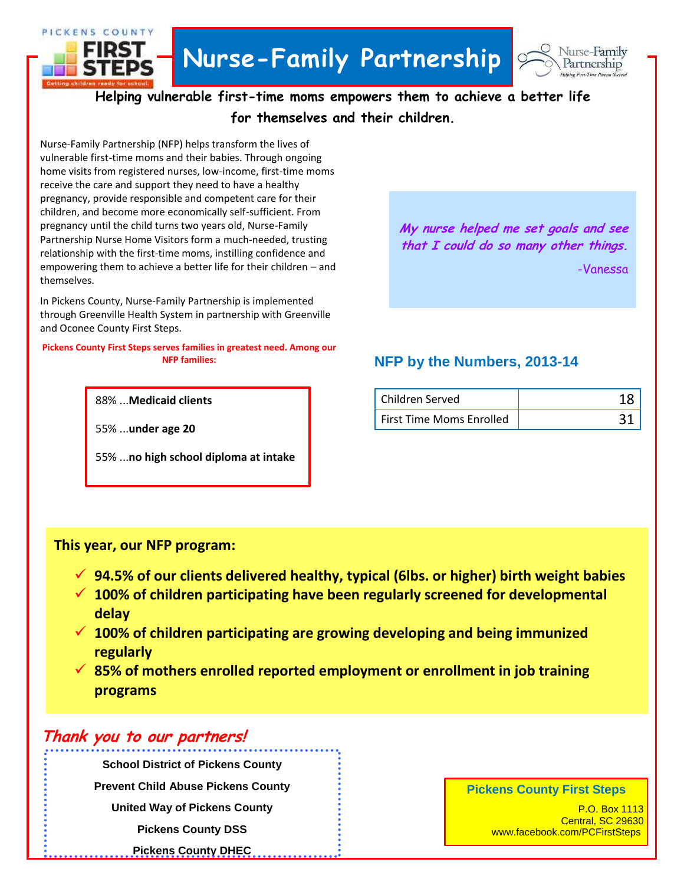PICKENS COUNTY FIRST STEPS

# Nurse-Family Partnership

**Helping vulnerable first-time moms empowers them to achieve a better life for themselves and their children.**

Nurse-Family Partnership (NFP) helps transform the lives of vulnerable first-time moms and their babies. Through ongoing home visits from registered nurses, low-income, first-time moms receive the care and support they need to have a healthy pregnancy, provide responsible and competent care for their children, and become more economically self-sufficient. From pregnancy until the child turns two years old, Nurse-Family Partnership Nurse Home Visitors form a much-needed, trusting relationship with the first-time moms, instilling confidence and empowering them to achieve a better life for their children – and themselves.

In Pickens County, Nurse-Family Partnership is implemented through Greenville Health System in partnership with Greenville and Oconee County First Steps.

*My nurse helped me set goals and see that I could do so many other things.*

-Vanessa

**Pickens County First Steps serves families in greatest need. Among our NFP families:**

- 88% ...**Medicaid clients**
- 55% ...**under age 20**
- 55% ...**no high school diploma at intake**

## NFP by the Numbers, 2013-14

| | |
|---|---|
| Children Served | 18 |
| First Time Moms Enrolled | 31 |

**This year, our NFP program:**

- ✓ **94.5% of our clients delivered healthy, typical (6lbs. or higher) birth weight babies**
- ✓ **100% of children participating have been regularly screened for developmental delay**
- ✓ **100% of children participating are growing developing and being immunized regularly**
- ✓ **85% of mothers enrolled reported employment or enrollment in job training programs**

## *Thank you to our partners!*

**School District of Pickens County**
**Prevent Child Abuse Pickens County**
**United Way of Pickens County**
**Pickens County DSS**
**Pickens County DHEC**

**Pickens County First Steps**
P.O. Box 1113
Central, SC 29630
www.facebook.com/PCFirstSteps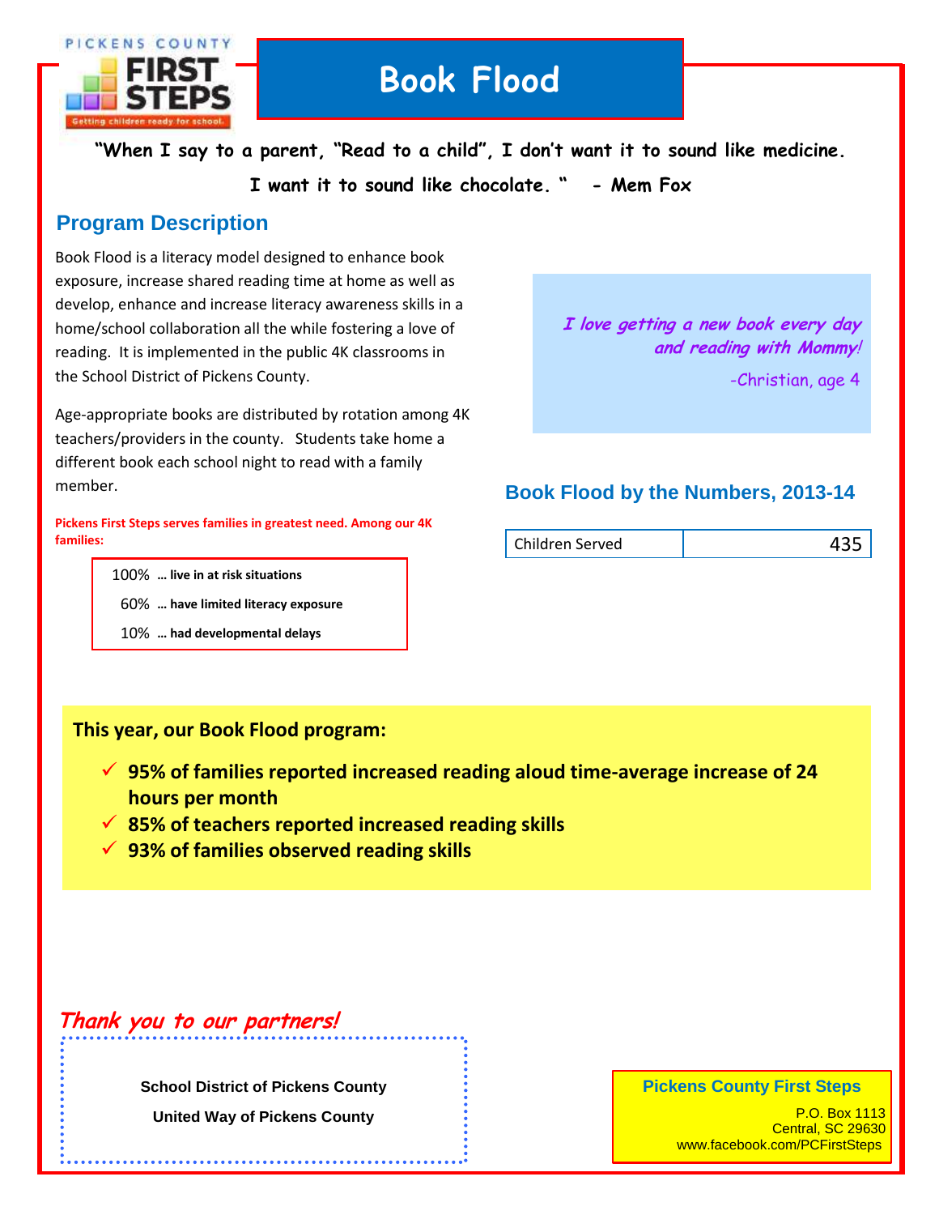PICKENS COUNTY FIRST STEPS
Getting children ready for school.

# Book Flood

**"When I say to a parent, "Read to a child", I don't want it to sound like medicine. I want it to sound like chocolate. " - Mem Fox**

## Program Description

Book Flood is a literacy model designed to enhance book exposure, increase shared reading time at home as well as develop, enhance and increase literacy awareness skills in a home/school collaboration all the while fostering a love of reading. It is implemented in the public 4K classrooms in the School District of Pickens County.

Age-appropriate books are distributed by rotation among 4K teachers/providers in the county. Students take home a different book each school night to read with a family member.

**Pickens First Steps serves families in greatest need. Among our 4K families:**

- 100% **… live in at risk situations**
- 60% **… have limited literacy exposure**
- 10% **… had developmental delays**

> ***I love getting a new book every day and reading with Mommy!***
>
> *-Christian, age 4*

## Book Flood by the Numbers, 2013-14

| Children Served | 435 |
|---|---|

**This year, our Book Flood program:**

- ✓ **95% of families reported increased reading aloud time-average increase of 24 hours per month**
- ✓ **85% of teachers reported increased reading skills**
- ✓ **93% of families observed reading skills**

***Thank you to our partners!***

**School District of Pickens County**

**United Way of Pickens County**

**Pickens County First Steps**
P.O. Box 1113
Central, SC 29630
www.facebook.com/PCFirstSteps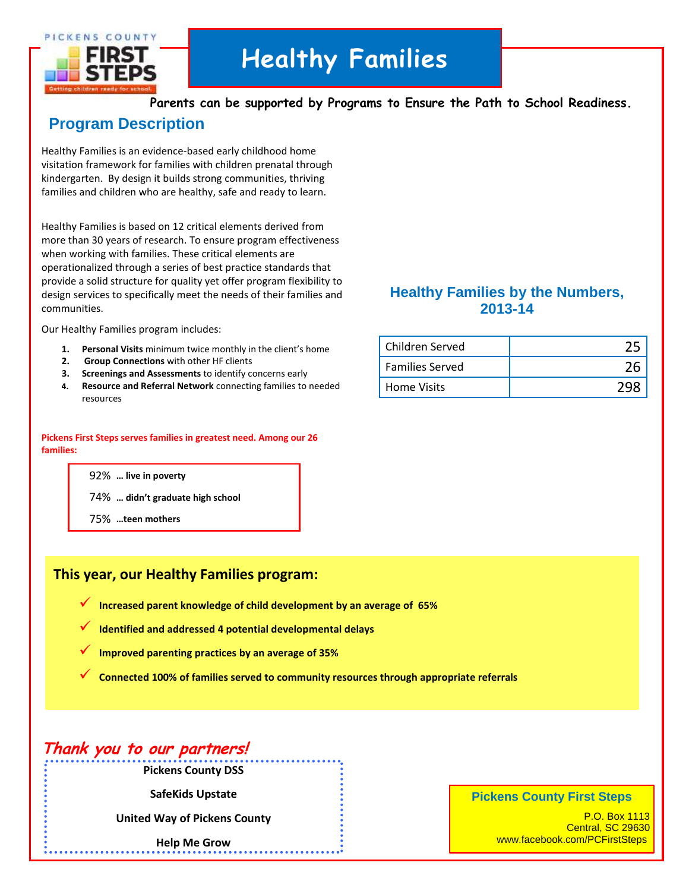PICKENS COUNTY FIRST STEPS
Getting children ready for school.

# Healthy Families

**Parents can be supported by Programs to Ensure the Path to School Readiness.**

## Program Description

Healthy Families is an evidence-based early childhood home visitation framework for families with children prenatal through kindergarten. By design it builds strong communities, thriving families and children who are healthy, safe and ready to learn.

Healthy Families is based on 12 critical elements derived from more than 30 years of research. To ensure program effectiveness when working with families. These critical elements are operationalized through a series of best practice standards that provide a solid structure for quality yet offer program flexibility to design services to specifically meet the needs of their families and communities.

Our Healthy Families program includes:

1. **Personal Visits** minimum twice monthly in the client's home
2. **Group Connections** with other HF clients
3. **Screenings and Assessments** to identify concerns early
4. **Resource and Referral Network** connecting families to needed resources

**Pickens First Steps serves families in greatest need. Among our 26 families:**

- 92% **… live in poverty**
- 74% **… didn't graduate high school**
- 75% **…teen mothers**

### Healthy Families by the Numbers, 2013-14

| | |
|---|---|
| Children Served | 25 |
| Families Served | 26 |
| Home Visits | 298 |

### This year, our Healthy Families program:

- ✓ **Increased parent knowledge of child development by an average of 65%**
- ✓ **Identified and addressed 4 potential developmental delays**
- ✓ **Improved parenting practices by an average of 35%**
- ✓ **Connected 100% of families served to community resources through appropriate referrals**

## *Thank you to our partners!*

**Pickens County DSS**

**SafeKids Upstate**

**United Way of Pickens County**

**Help Me Grow**

**Pickens County First Steps**
P.O. Box 1113
Central, SC 29630
www.facebook.com/PCFirstSteps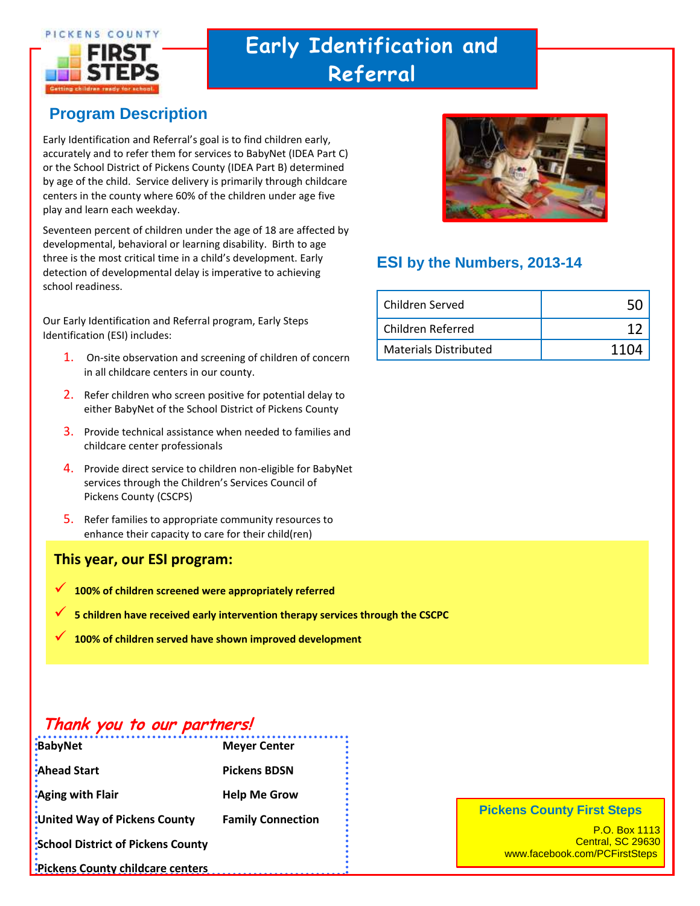# Early Identification and Referral

## Program Description

Early Identification and Referral's goal is to find children early, accurately and to refer them for services to BabyNet (IDEA Part C) or the School District of Pickens County (IDEA Part B) determined by age of the child. Service delivery is primarily through childcare centers in the county where 60% of the children under age five play and learn each weekday.

Seventeen percent of children under the age of 18 are affected by developmental, behavioral or learning disability. Birth to age three is the most critical time in a child's development. Early detection of developmental delay is imperative to achieving school readiness.

Our Early Identification and Referral program, Early Steps Identification (ESI) includes:

1. On-site observation and screening of children of concern in all childcare centers in our county.
2. Refer children who screen positive for potential delay to either BabyNet of the School District of Pickens County
3. Provide technical assistance when needed to families and childcare center professionals
4. Provide direct service to children non-eligible for BabyNet services through the Children's Services Council of Pickens County (CSCPS)
5. Refer families to appropriate community resources to enhance their capacity to care for their child(ren)

## ESI by the Numbers, 2013-14

| | |
|---|---|
| Children Served | 50 |
| Children Referred | 12 |
| Materials Distributed | 1104 |

### This year, our ESI program:

- ✓ **100% of children screened were appropriately referred**
- ✓ **5 children have received early intervention therapy services through the CSCPC**
- ✓ **100% of children served have shown improved development**

## *Thank you to our partners!*

| | |
|---|---|
| **BabyNet** | **Meyer Center** |
| **Ahead Start** | **Pickens BDSN** |
| **Aging with Flair** | **Help Me Grow** |
| **United Way of Pickens County** | **Family Connection** |
| **School District of Pickens County** | |
| **Pickens County childcare centers** | |

**Pickens County First Steps**
P.O. Box 1113
Central, SC 29630
www.facebook.com/PCFirstSteps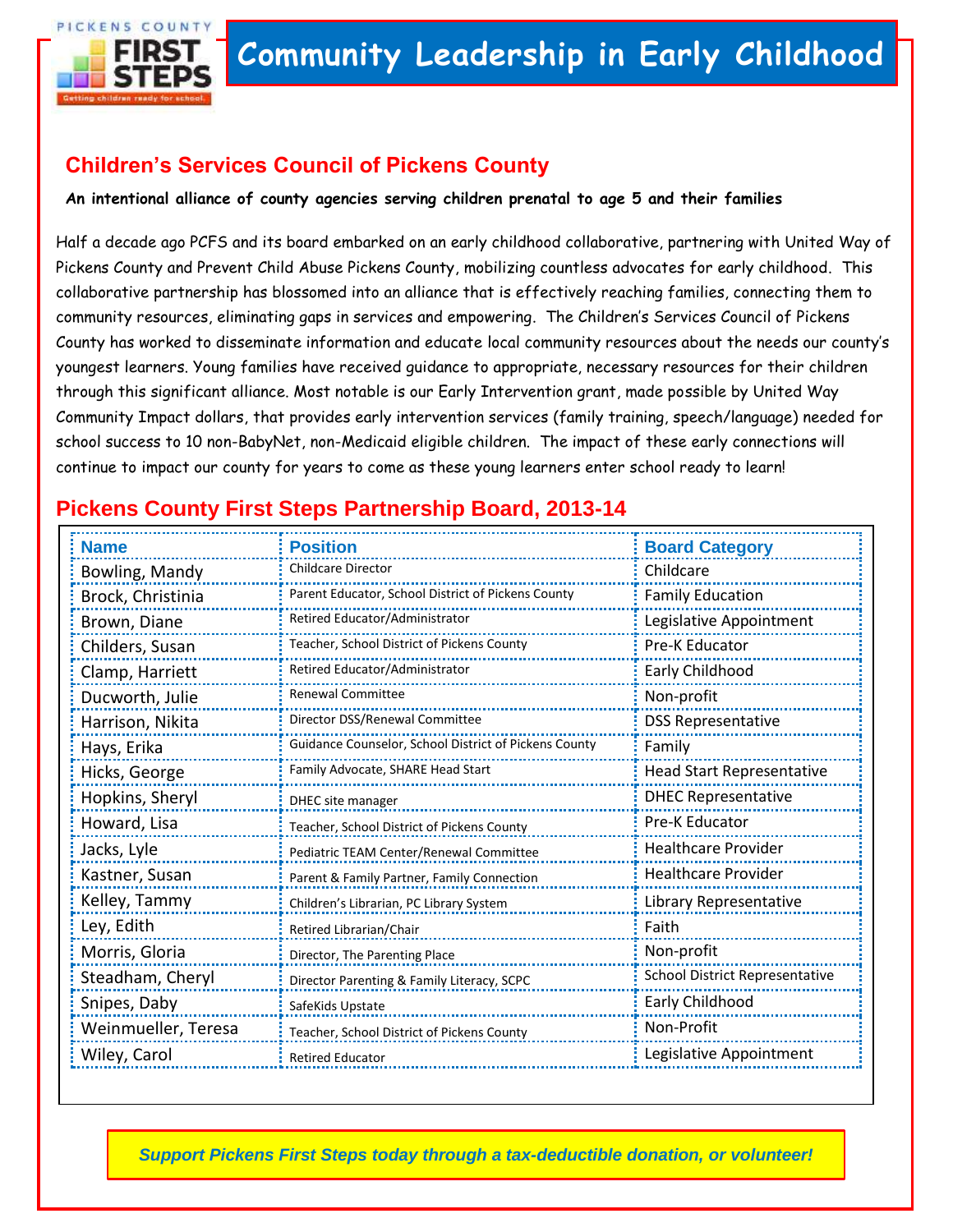PICKENS COUNTY FIRST STEPS

Getting children ready for school.

# Community Leadership in Early Childhood

## Children's Services Council of Pickens County

**An intentional alliance of county agencies serving children prenatal to age 5 and their families**

Half a decade ago PCFS and its board embarked on an early childhood collaborative, partnering with United Way of Pickens County and Prevent Child Abuse Pickens County, mobilizing countless advocates for early childhood. This collaborative partnership has blossomed into an alliance that is effectively reaching families, connecting them to community resources, eliminating gaps in services and empowering. The Children's Services Council of Pickens County has worked to disseminate information and educate local community resources about the needs our county's youngest learners. Young families have received guidance to appropriate, necessary resources for their children through this significant alliance. Most notable is our Early Intervention grant, made possible by United Way Community Impact dollars, that provides early intervention services (family training, speech/language) needed for school success to 10 non-BabyNet, non-Medicaid eligible children. The impact of these early connections will continue to impact our county for years to come as these young learners enter school ready to learn!

## Pickens County First Steps Partnership Board, 2013-14

| Name | Position | Board Category |
|---|---|---|
| Bowling, Mandy | Childcare Director | Childcare |
| Brock, Christinia | Parent Educator, School District of Pickens County | Family Education |
| Brown, Diane | Retired Educator/Administrator | Legislative Appointment |
| Childers, Susan | Teacher, School District of Pickens County | Pre-K Educator |
| Clamp, Harriett | Retired Educator/Administrator | Early Childhood |
| Ducworth, Julie | Renewal Committee | Non-profit |
| Harrison, Nikita | Director DSS/Renewal Committee | DSS Representative |
| Hays, Erika | Guidance Counselor, School District of Pickens County | Family |
| Hicks, George | Family Advocate, SHARE Head Start | Head Start Representative |
| Hopkins, Sheryl | DHEC site manager | DHEC Representative |
| Howard, Lisa | Teacher, School District of Pickens County | Pre-K Educator |
| Jacks, Lyle | Pediatric TEAM Center/Renewal Committee | Healthcare Provider |
| Kastner, Susan | Parent & Family Partner, Family Connection | Healthcare Provider |
| Kelley, Tammy | Children's Librarian, PC Library System | Library Representative |
| Ley, Edith | Retired Librarian/Chair | Faith |
| Morris, Gloria | Director, The Parenting Place | Non-profit |
| Steadham, Cheryl | Director Parenting & Family Literacy, SCPC | School District Representative |
| Snipes, Daby | SafeKids Upstate | Early Childhood |
| Weinmueller, Teresa | Teacher, School District of Pickens County | Non-Profit |
| Wiley, Carol | Retired Educator | Legislative Appointment |

***Support Pickens First Steps today through a tax-deductible donation, or volunteer!***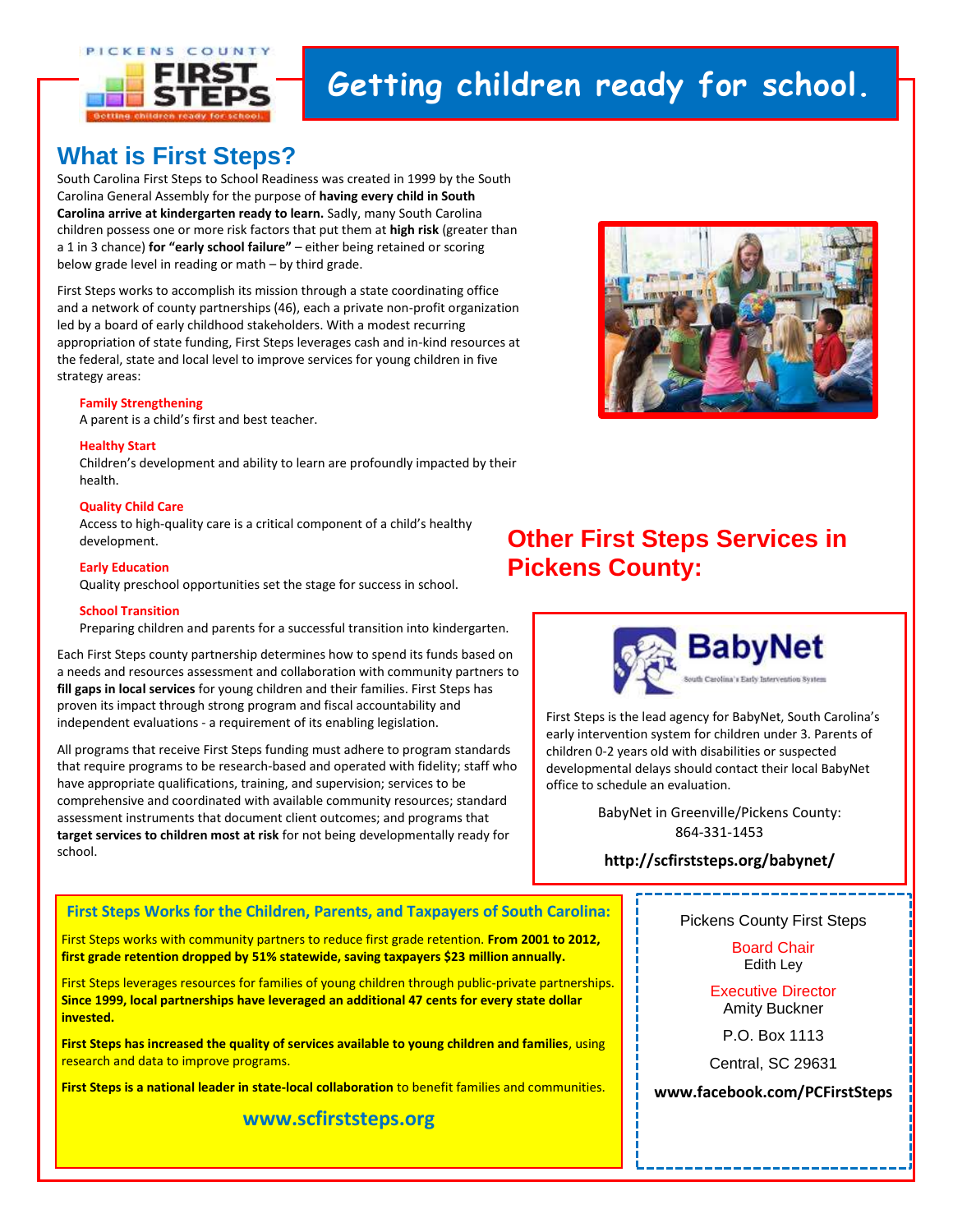PICKENS COUNTY FIRST STEPS

Getting children ready for school.

# Getting children ready for school.

## What is First Steps?

South Carolina First Steps to School Readiness was created in 1999 by the South Carolina General Assembly for the purpose of **having every child in South Carolina arrive at kindergarten ready to learn.** Sadly, many South Carolina children possess one or more risk factors that put them at **high risk** (greater than a 1 in 3 chance) **for "early school failure"** – either being retained or scoring below grade level in reading or math – by third grade.

First Steps works to accomplish its mission through a state coordinating office and a network of county partnerships (46), each a private non-profit organization led by a board of early childhood stakeholders. With a modest recurring appropriation of state funding, First Steps leverages cash and in-kind resources at the federal, state and local level to improve services for young children in five strategy areas:

**Family Strengthening**
A parent is a child's first and best teacher.

**Healthy Start**
Children's development and ability to learn are profoundly impacted by their health.

**Quality Child Care**
Access to high-quality care is a critical component of a child's healthy development.

**Early Education**
Quality preschool opportunities set the stage for success in school.

**School Transition**
Preparing children and parents for a successful transition into kindergarten.

Each First Steps county partnership determines how to spend its funds based on a needs and resources assessment and collaboration with community partners to **fill gaps in local services** for young children and their families. First Steps has proven its impact through strong program and fiscal accountability and independent evaluations - a requirement of its enabling legislation.

All programs that receive First Steps funding must adhere to program standards that require programs to be research-based and operated with fidelity; staff who have appropriate qualifications, training, and supervision; services to be comprehensive and coordinated with available community resources; standard assessment instruments that document client outcomes; and programs that **target services to children most at risk** for not being developmentally ready for school.

## Other First Steps Services in Pickens County:

BabyNet
South Carolina's Early Intervention System

First Steps is the lead agency for BabyNet, South Carolina's early intervention system for children under 3. Parents of children 0-2 years old with disabilities or suspected developmental delays should contact their local BabyNet office to schedule an evaluation.

BabyNet in Greenville/Pickens County:
864-331-1453

**http://scfirststeps.org/babynet/**

### First Steps Works for the Children, Parents, and Taxpayers of South Carolina:

First Steps works with community partners to reduce first grade retention. **From 2001 to 2012, first grade retention dropped by 51% statewide, saving taxpayers $23 million annually.**

First Steps leverages resources for families of young children through public-private partnerships. **Since 1999, local partnerships have leveraged an additional 47 cents for every state dollar invested.**

**First Steps has increased the quality of services available to young children and families**, using research and data to improve programs.

**First Steps is a national leader in state-local collaboration** to benefit families and communities.

**www.scfirststeps.org**

Pickens County First Steps

Board Chair
Edith Ley

Executive Director
Amity Buckner

P.O. Box 1113

Central, SC 29631

**www.facebook.com/PCFirstSteps**